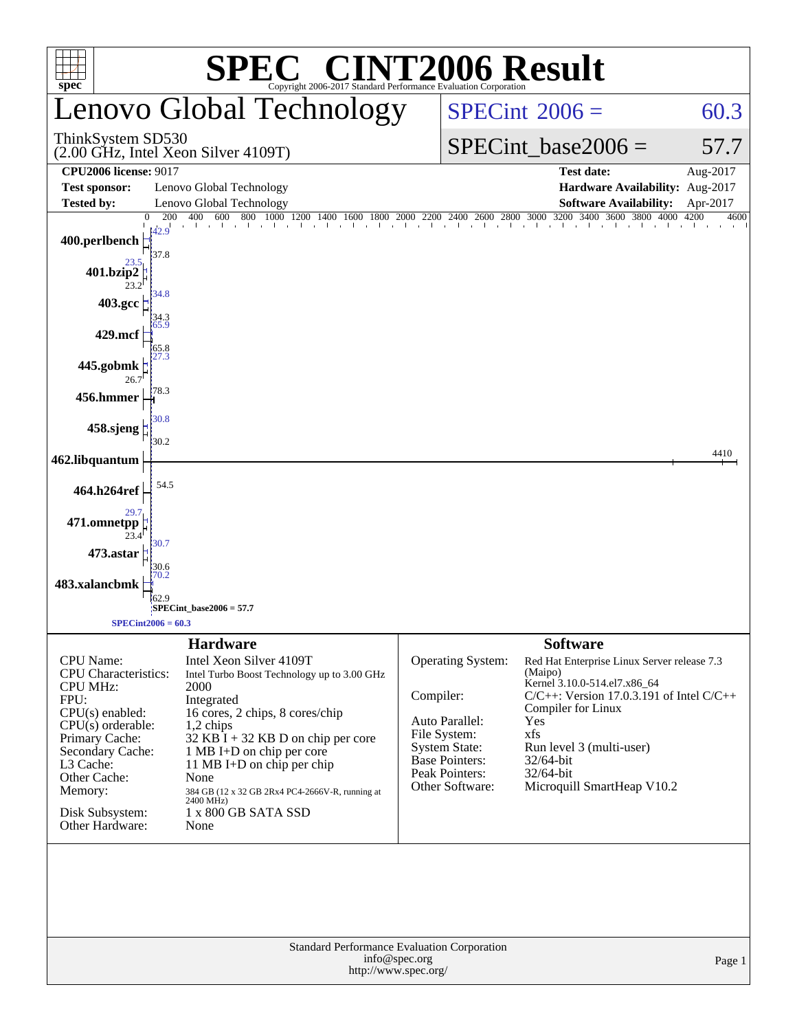# SPEC CINT2006 Result

Copyright 2006-2017 Standard Performance Evaluation Corporation

## Lenovo Global Technology

ThinkSystem SD530
(2.00 GHz, Intel Xeon Silver 4109T)

SPECint 2006 = 60.3

SPECint_base2006 = 57.7

| | | | |
|---|---|---|---|
| **CPU2006 license:** 9017 | | **Test date:** | Aug-2017 |
| **Test sponsor:** | Lenovo Global Technology | **Hardware Availability:** | Aug-2017 |
| **Tested by:** | Lenovo Global Technology | **Software Availability:** | Apr-2017 |

| Benchmark | Peak | Base |
|---|---|---|
| 400.perlbench | 42.9 | 37.8 |
| 401.bzip2 | 23.5 | 23.2 |
| 403.gcc | 34.8 | 34.3 |
| 429.mcf | 65.9 | 65.8 |
| 445.gobmk | 27.3 | 26.7 |
| 456.hmmer | 78.3 | 78.3 |
| 458.sjeng | 30.8 | 30.2 |
| 462.libquantum | 4410 | 4410 |
| 464.h264ref | 54.5 | 54.5 |
| 471.omnetpp | 29.7 | 23.4 |
| 473.astar | 30.7 | 30.6 |
| 483.xalancbmk | 70.2 | 62.9 |

SPECint_base2006 = 57.7

SPECint2006 = 60.3

### Hardware

| | |
|---|---|
| CPU Name: | Intel Xeon Silver 4109T |
| CPU Characteristics: | Intel Turbo Boost Technology up to 3.00 GHz |
| CPU MHz: | 2000 |
| FPU: | Integrated |
| CPU(s) enabled: | 16 cores, 2 chips, 8 cores/chip |
| CPU(s) orderable: | 1,2 chips |
| Primary Cache: | 32 KB I + 32 KB D on chip per core |
| Secondary Cache: | 1 MB I+D on chip per core |
| L3 Cache: | 11 MB I+D on chip per chip |
| Other Cache: | None |
| Memory: | 384 GB (12 x 32 GB 2Rx4 PC4-2666V-R, running at 2400 MHz) |
| Disk Subsystem: | 1 x 800 GB SATA SSD |
| Other Hardware: | None |

### Software

| | |
|---|---|
| Operating System: | Red Hat Enterprise Linux Server release 7.3 (Maipo) Kernel 3.10.0-514.el7.x86_64 |
| Compiler: | C/C++: Version 17.0.3.191 of Intel C/C++ Compiler for Linux |
| Auto Parallel: | Yes |
| File System: | xfs |
| System State: | Run level 3 (multi-user) |
| Base Pointers: | 32/64-bit |
| Peak Pointers: | 32/64-bit |
| Other Software: | Microquill SmartHeap V10.2 |

Standard Performance Evaluation Corporation
info@spec.org
http://www.spec.org/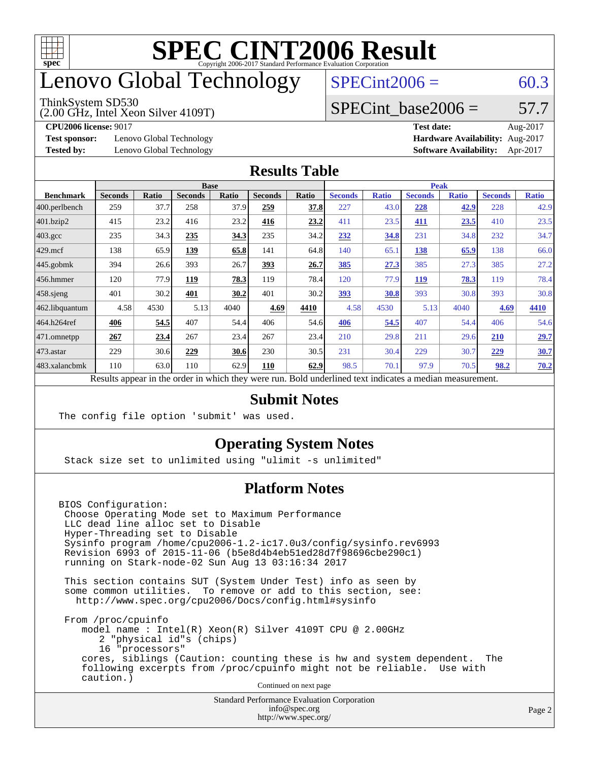# SPEC CINT2006 Result

Copyright 2006-2017 Standard Performance Evaluation Corporation

# Lenovo Global Technology

ThinkSystem SD530
(2.00 GHz, Intel Xeon Silver 4109T)

SPECint2006 = 60.3

SPECint_base2006 = 57.7

**CPU2006 license:** 9017
**Test sponsor:** Lenovo Global Technology
**Tested by:** Lenovo Global Technology

**Test date:** Aug-2017
**Hardware Availability:** Aug-2017
**Software Availability:** Apr-2017

## Results Table

| Benchmark | Base | | | | | | Peak | | | | | |
|---|---|---|---|---|---|---|---|---|---|---|---|---|
| | Seconds | Ratio | Seconds | Ratio | Seconds | Ratio | Seconds | Ratio | Seconds | Ratio | Seconds | Ratio |
| 400.perlbench | 259 | 37.7 | 258 | 37.9 | **259** | **37.8** | 227 | 43.0 | **228** | **42.9** | 228 | 42.9 |
| 401.bzip2 | 415 | 23.2 | 416 | 23.2 | **416** | **23.2** | 411 | 23.5 | **411** | **23.5** | 410 | 23.5 |
| 403.gcc | 235 | 34.3 | **235** | **34.3** | 235 | 34.2 | **232** | **34.8** | 231 | 34.8 | 232 | 34.7 |
| 429.mcf | 138 | 65.9 | **139** | **65.8** | 141 | 64.8 | 140 | 65.1 | **138** | **65.9** | 138 | 66.0 |
| 445.gobmk | 394 | 26.6 | 393 | 26.7 | **393** | **26.7** | **385** | **27.3** | 385 | 27.3 | 385 | 27.2 |
| 456.hmmer | 120 | 77.9 | **119** | **78.3** | 119 | 78.4 | 120 | 77.9 | **119** | **78.3** | 119 | 78.4 |
| 458.sjeng | 401 | 30.2 | **401** | **30.2** | 401 | 30.2 | **393** | **30.8** | 393 | 30.8 | 393 | 30.8 |
| 462.libquantum | 4.58 | 4530 | 5.13 | 4040 | **4.69** | **4410** | 4.58 | 4530 | 5.13 | 4040 | **4.69** | **4410** |
| 464.h264ref | **406** | **54.5** | 407 | 54.4 | 406 | 54.6 | **406** | **54.5** | 407 | 54.4 | 406 | 54.6 |
| 471.omnetpp | **267** | **23.4** | 267 | 23.4 | 267 | 23.4 | 210 | 29.8 | 211 | 29.6 | **210** | **29.7** |
| 473.astar | 229 | 30.6 | **229** | **30.6** | 230 | 30.5 | 231 | 30.4 | 229 | 30.7 | **229** | **30.7** |
| 483.xalancbmk | 110 | 63.0 | 110 | 62.9 | **110** | **62.9** | 98.5 | 70.1 | 97.9 | 70.5 | **98.2** | **70.2** |

Results appear in the order in which they were run. Bold underlined text indicates a median measurement.

## Submit Notes

```
The config file option 'submit' was used.
```

## Operating System Notes

```
Stack size set to unlimited using "ulimit -s unlimited"
```

## Platform Notes

```
BIOS Configuration:
 Choose Operating Mode set to Maximum Performance
 LLC dead line alloc set to Disable
 Hyper-Threading set to Disable
 Sysinfo program /home/cpu2006-1.2-ic17.0u3/config/sysinfo.rev6993
 Revision 6993 of 2015-11-06 (b5e8d4b4eb51ed28d7f98696cbe290c1)
 running on Stark-node-02 Sun Aug 13 03:16:34 2017

 This section contains SUT (System Under Test) info as seen by
 some common utilities.  To remove or add to this section, see:
   http://www.spec.org/cpu2006/Docs/config.html#sysinfo

 From /proc/cpuinfo
    model name : Intel(R) Xeon(R) Silver 4109T CPU @ 2.00GHz
       2 "physical id"s (chips)
       16 "processors"
    cores, siblings (Caution: counting these is hw and system dependent.  The
    following excerpts from /proc/cpuinfo might not be reliable.  Use with
    caution.)
```

Continued on next page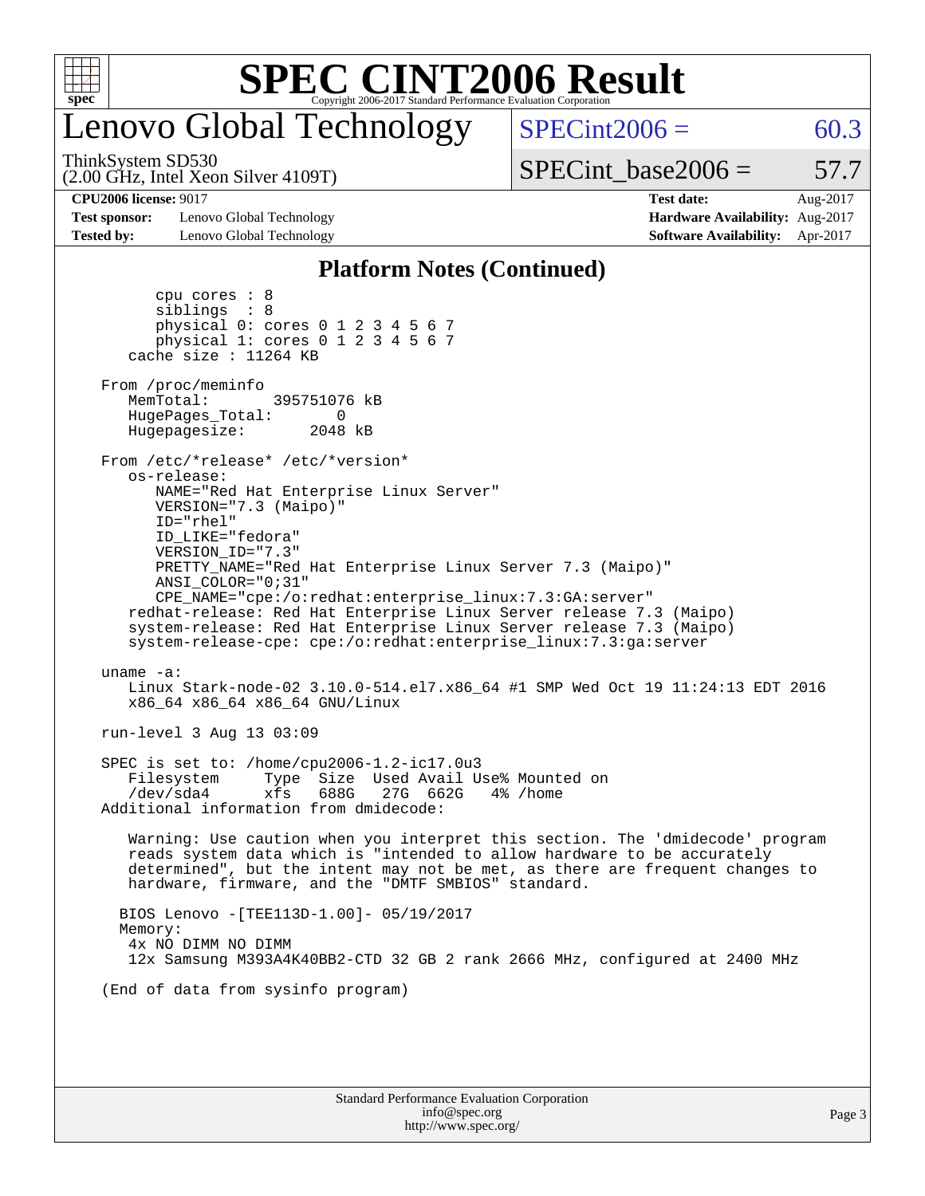# SPEC CINT2006 Result

Copyright 2006-2017 Standard Performance Evaluation Corporation

## Lenovo Global Technology

ThinkSystem SD530
(2.00 GHz, Intel Xeon Silver 4109T)

SPECint2006 = 60.3

SPECint_base2006 = 57.7

| | | | |
|---|---|---|---|
| **CPU2006 license:** 9017 | | **Test date:** | Aug-2017 |
| **Test sponsor:** | Lenovo Global Technology | **Hardware Availability:** | Aug-2017 |
| **Tested by:** | Lenovo Global Technology | **Software Availability:** | Apr-2017 |

### Platform Notes (Continued)

```
         cpu cores : 8
         siblings  : 8
         physical 0: cores 0 1 2 3 4 5 6 7
         physical 1: cores 0 1 2 3 4 5 6 7
      cache size : 11264 KB

   From /proc/meminfo
      MemTotal:       395751076 kB
      HugePages_Total:       0
      Hugepagesize:       2048 kB

   From /etc/*release* /etc/*version*
      os-release:
         NAME="Red Hat Enterprise Linux Server"
         VERSION="7.3 (Maipo)"
         ID="rhel"
         ID_LIKE="fedora"
         VERSION_ID="7.3"
         PRETTY_NAME="Red Hat Enterprise Linux Server 7.3 (Maipo)"
         ANSI_COLOR="0;31"
         CPE_NAME="cpe:/o:redhat:enterprise_linux:7.3:GA:server"
      redhat-release: Red Hat Enterprise Linux Server release 7.3 (Maipo)
      system-release: Red Hat Enterprise Linux Server release 7.3 (Maipo)
      system-release-cpe: cpe:/o:redhat:enterprise_linux:7.3:ga:server

   uname -a:
      Linux Stark-node-02 3.10.0-514.el7.x86_64 #1 SMP Wed Oct 19 11:24:13 EDT 2016
      x86_64 x86_64 x86_64 GNU/Linux

   run-level 3 Aug 13 03:09

   SPEC is set to: /home/cpu2006-1.2-ic17.0u3
      Filesystem     Type  Size  Used Avail Use% Mounted on
      /dev/sda4      xfs   688G   27G  662G   4% /home
   Additional information from dmidecode:

      Warning: Use caution when you interpret this section. The 'dmidecode' program
      reads system data which is "intended to allow hardware to be accurately
      determined", but the intent may not be met, as there are frequent changes to
      hardware, firmware, and the "DMTF SMBIOS" standard.

     BIOS Lenovo -[TEE113D-1.00]- 05/19/2017
     Memory:
      4x NO DIMM NO DIMM
      12x Samsung M393A4K40BB2-CTD 32 GB 2 rank 2666 MHz, configured at 2400 MHz

   (End of data from sysinfo program)
```

Standard Performance Evaluation Corporation
info@spec.org
http://www.spec.org/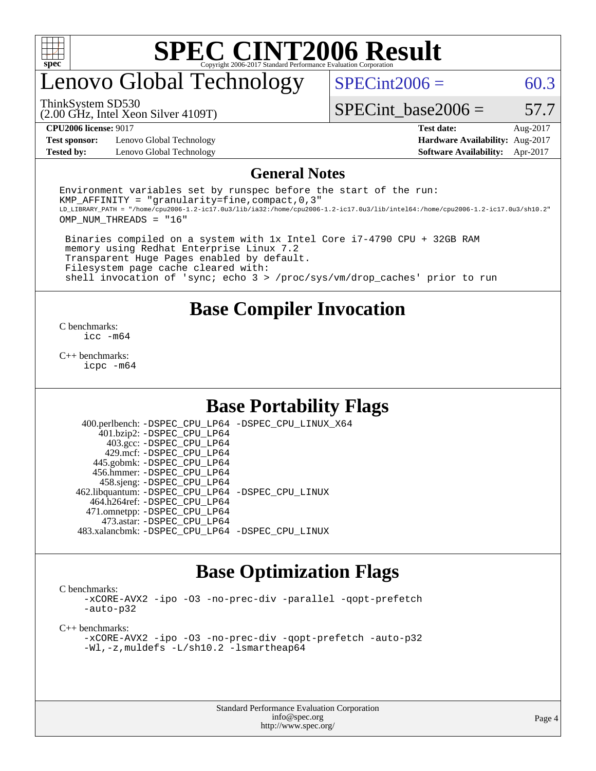# SPEC CINT2006 Result

Copyright 2006-2017 Standard Performance Evaluation Corporation

## Lenovo Global Technology

ThinkSystem SD530
(2.00 GHz, Intel Xeon Silver 4109T)

SPECint2006 = 60.3

SPECint_base2006 = 57.7

**CPU2006 license:** 9017
**Test sponsor:** Lenovo Global Technology
**Tested by:** Lenovo Global Technology

**Test date:** Aug-2017
**Hardware Availability:** Aug-2017
**Software Availability:** Apr-2017

## General Notes

```
Environment variables set by runspec before the start of the run:
KMP_AFFINITY = "granularity=fine,compact,0,3"
LD_LIBRARY_PATH = "/home/cpu2006-1.2-ic17.0u3/lib/ia32:/home/cpu2006-1.2-ic17.0u3/lib/intel64:/home/cpu2006-1.2-ic17.0u3/sh10.2"
OMP_NUM_THREADS = "16"

 Binaries compiled on a system with 1x Intel Core i7-4790 CPU + 32GB RAM
 memory using Redhat Enterprise Linux 7.2
 Transparent Huge Pages enabled by default.
 Filesystem page cache cleared with:
 shell invocation of 'sync; echo 3 > /proc/sys/vm/drop_caches' prior to run
```

## Base Compiler Invocation

C benchmarks:
```
icc -m64
```

C++ benchmarks:
```
icpc -m64
```

## Base Portability Flags

```
   400.perlbench: -DSPEC_CPU_LP64 -DSPEC_CPU_LINUX_X64
       401.bzip2: -DSPEC_CPU_LP64
         403.gcc: -DSPEC_CPU_LP64
         429.mcf: -DSPEC_CPU_LP64
       445.gobmk: -DSPEC_CPU_LP64
      456.hmmer: -DSPEC_CPU_LP64
      458.sjeng: -DSPEC_CPU_LP64
 462.libquantum: -DSPEC_CPU_LP64 -DSPEC_CPU_LINUX
    464.h264ref: -DSPEC_CPU_LP64
    471.omnetpp: -DSPEC_CPU_LP64
      473.astar: -DSPEC_CPU_LP64
 483.xalancbmk: -DSPEC_CPU_LP64 -DSPEC_CPU_LINUX
```

## Base Optimization Flags

C benchmarks:
```
-xCORE-AVX2 -ipo -O3 -no-prec-div -parallel -qopt-prefetch
-auto-p32
```

C++ benchmarks:
```
-xCORE-AVX2 -ipo -O3 -no-prec-div -qopt-prefetch -auto-p32
-Wl,-z,muldefs -L/sh10.2 -lsmartheap64
```

Standard Performance Evaluation Corporation
info@spec.org
http://www.spec.org/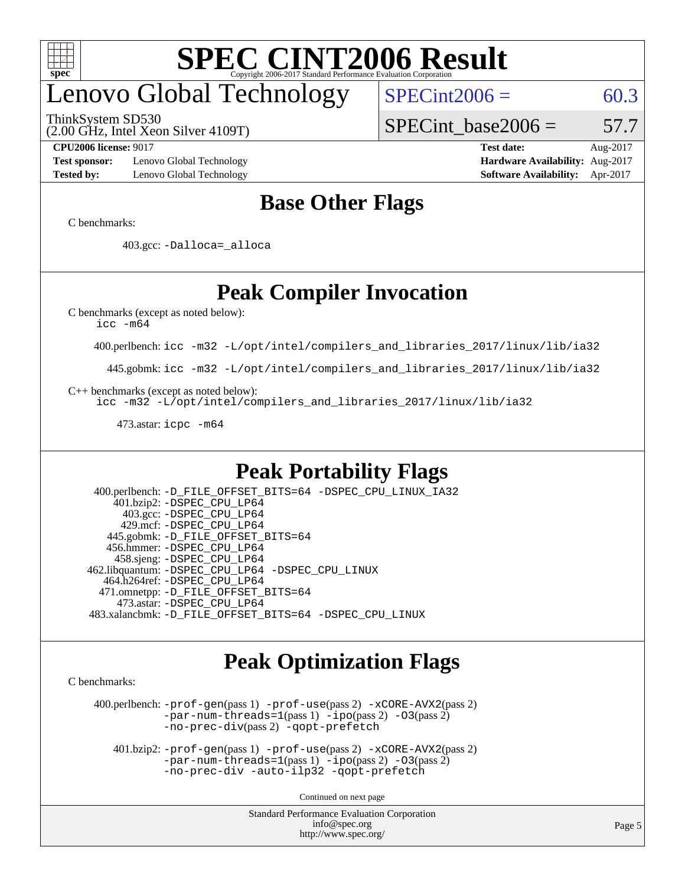# SPEC CINT2006 Result

Copyright 2006-2017 Standard Performance Evaluation Corporation

## Lenovo Global Technology

ThinkSystem SD530
(2.00 GHz, Intel Xeon Silver 4109T)

SPECint2006 = 60.3

SPECint_base2006 = 57.7

| | | | |
|---|---|---|---|
| **CPU2006 license:** 9017 | | **Test date:** | Aug-2017 |
| **Test sponsor:** | Lenovo Global Technology | **Hardware Availability:** | Aug-2017 |
| **Tested by:** | Lenovo Global Technology | **Software Availability:** | Apr-2017 |

## Base Other Flags

C benchmarks:

403.gcc: `-Dalloca=_alloca`

## Peak Compiler Invocation

C benchmarks (except as noted below):
`icc -m64`

400.perlbench: `icc -m32 -L/opt/intel/compilers_and_libraries_2017/linux/lib/ia32`

445.gobmk: `icc -m32 -L/opt/intel/compilers_and_libraries_2017/linux/lib/ia32`

C++ benchmarks (except as noted below):
`icc -m32 -L/opt/intel/compilers_and_libraries_2017/linux/lib/ia32`

473.astar: `icpc -m64`

## Peak Portability Flags

400.perlbench: `-D_FILE_OFFSET_BITS=64 -DSPEC_CPU_LINUX_IA32`
401.bzip2: `-DSPEC_CPU_LP64`
403.gcc: `-DSPEC_CPU_LP64`
429.mcf: `-DSPEC_CPU_LP64`
445.gobmk: `-D_FILE_OFFSET_BITS=64`
456.hmmer: `-DSPEC_CPU_LP64`
458.sjeng: `-DSPEC_CPU_LP64`
462.libquantum: `-DSPEC_CPU_LP64 -DSPEC_CPU_LINUX`
464.h264ref: `-DSPEC_CPU_LP64`
471.omnetpp: `-D_FILE_OFFSET_BITS=64`
473.astar: `-DSPEC_CPU_LP64`
483.xalancbmk: `-D_FILE_OFFSET_BITS=64 -DSPEC_CPU_LINUX`

## Peak Optimization Flags

C benchmarks:

400.perlbench: `-prof-gen`(pass 1) `-prof-use`(pass 2) `-xCORE-AVX2`(pass 2) `-par-num-threads=1`(pass 1) `-ipo`(pass 2) `-O3`(pass 2) `-no-prec-div`(pass 2) `-qopt-prefetch`

401.bzip2: `-prof-gen`(pass 1) `-prof-use`(pass 2) `-xCORE-AVX2`(pass 2) `-par-num-threads=1`(pass 1) `-ipo`(pass 2) `-O3`(pass 2) `-no-prec-div -auto-ilp32 -qopt-prefetch`

Continued on next page

Standard Performance Evaluation Corporation
info@spec.org
http://www.spec.org/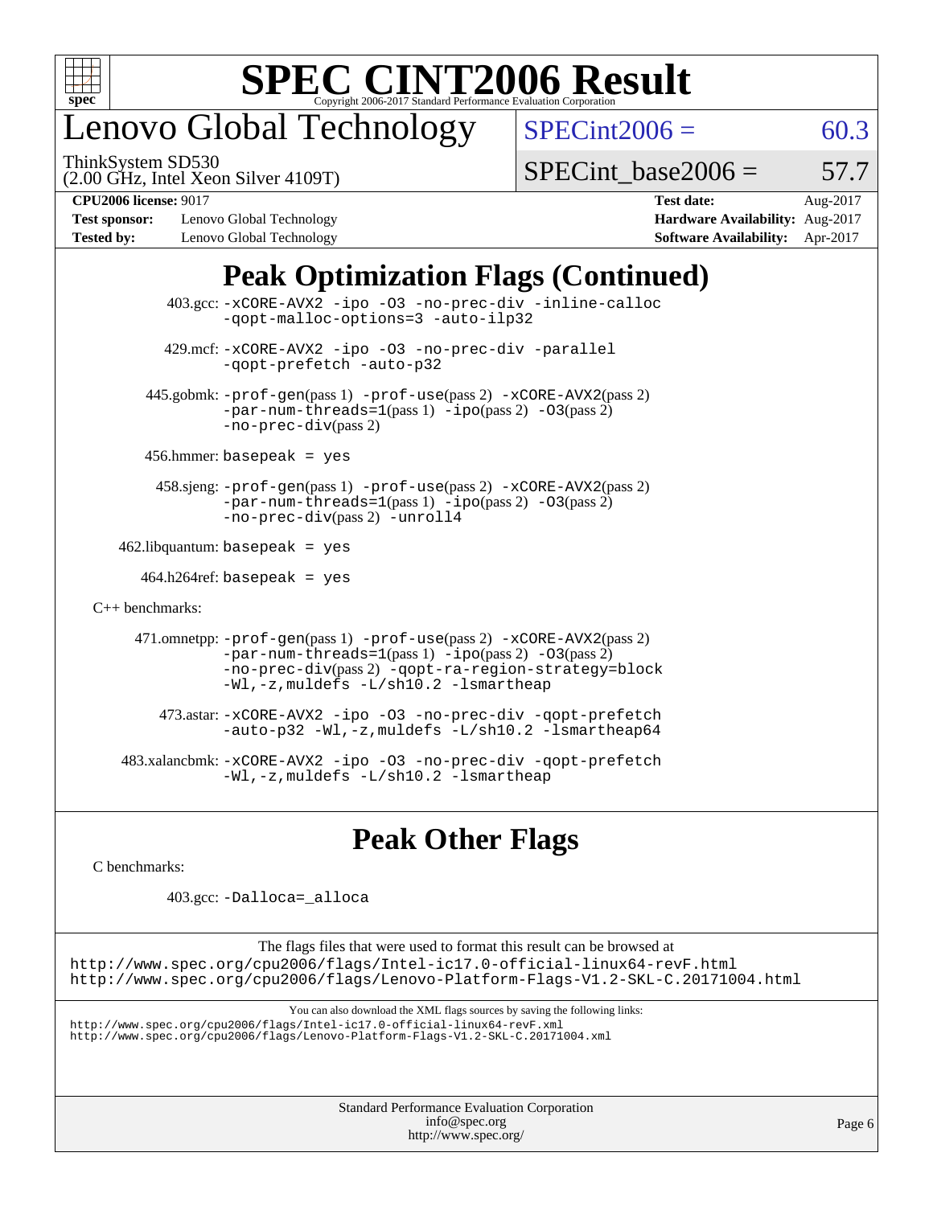# Peak Optimization Flags (Continued)

403.gcc: -xCORE-AVX2 -ipo -O3 -no-prec-div -inline-calloc -qopt-malloc-options=3 -auto-ilp32

429.mcf: -xCORE-AVX2 -ipo -O3 -no-prec-div -parallel -qopt-prefetch -auto-p32

445.gobmk: -prof-gen(pass 1) -prof-use(pass 2) -xCORE-AVX2(pass 2) -par-num-threads=1(pass 1) -ipo(pass 2) -O3(pass 2) -no-prec-div(pass 2)

456.hmmer: basepeak = yes

458.sjeng: -prof-gen(pass 1) -prof-use(pass 2) -xCORE-AVX2(pass 2) -par-num-threads=1(pass 1) -ipo(pass 2) -O3(pass 2) -no-prec-div(pass 2) -unroll4

462.libquantum: basepeak = yes

464.h264ref: basepeak = yes

C++ benchmarks:

471.omnetpp: -prof-gen(pass 1) -prof-use(pass 2) -xCORE-AVX2(pass 2) -par-num-threads=1(pass 1) -ipo(pass 2) -O3(pass 2) -no-prec-div(pass 2) -qopt-ra-region-strategy=block -Wl,-z,muldefs -L/sh10.2 -lsmartheap

473.astar: -xCORE-AVX2 -ipo -O3 -no-prec-div -qopt-prefetch -auto-p32 -Wl,-z,muldefs -L/sh10.2 -lsmartheap64

483.xalancbmk: -xCORE-AVX2 -ipo -O3 -no-prec-div -qopt-prefetch -Wl,-z,muldefs -L/sh10.2 -lsmartheap

# Peak Other Flags

C benchmarks:

403.gcc: -Dalloca=_alloca

The flags files that were used to format this result can be browsed at
http://www.spec.org/cpu2006/flags/Intel-ic17.0-official-linux64-revF.html
http://www.spec.org/cpu2006/flags/Lenovo-Platform-Flags-V1.2-SKL-C.20171004.html

You can also download the XML flags sources by saving the following links:
http://www.spec.org/cpu2006/flags/Intel-ic17.0-official-linux64-revF.xml
http://www.spec.org/cpu2006/flags/Lenovo-Platform-Flags-V1.2-SKL-C.20171004.xml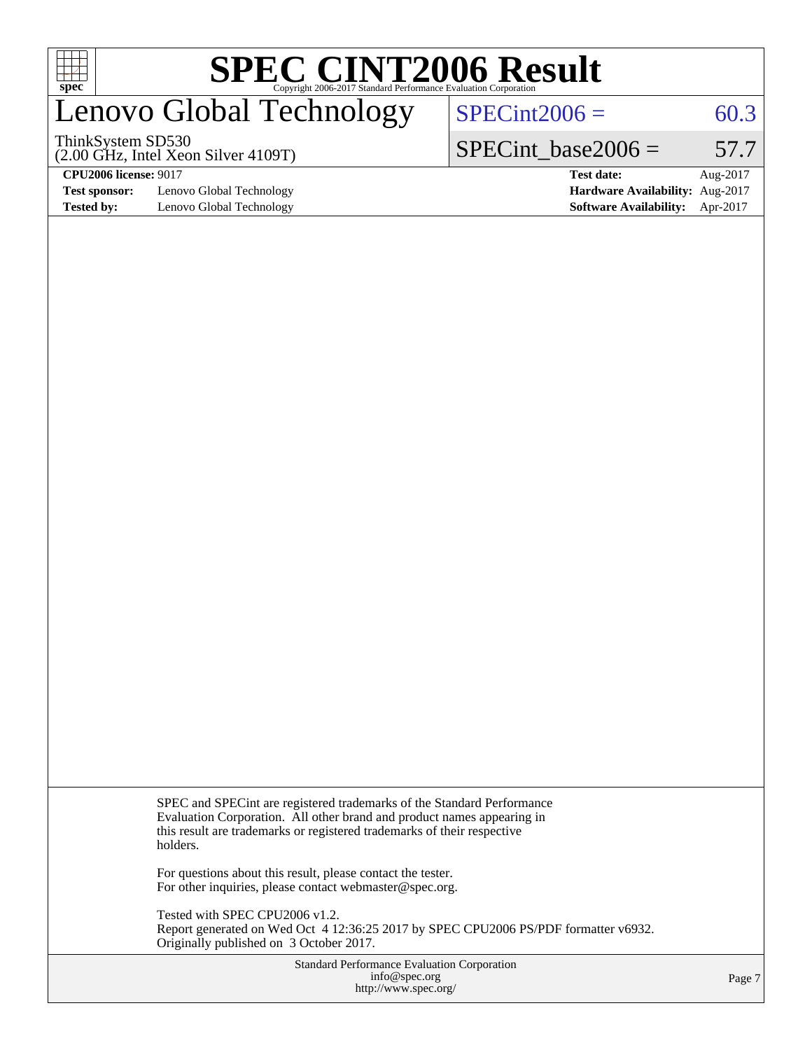SPEC and SPECint are registered trademarks of the Standard Performance Evaluation Corporation. All other brand and product names appearing in this result are trademarks or registered trademarks of their respective holders.

For questions about this result, please contact the tester.
For other inquiries, please contact webmaster@spec.org.

Tested with SPEC CPU2006 v1.2.
Report generated on Wed Oct 4 12:36:25 2017 by SPEC CPU2006 PS/PDF formatter v6932.
Originally published on 3 October 2017.